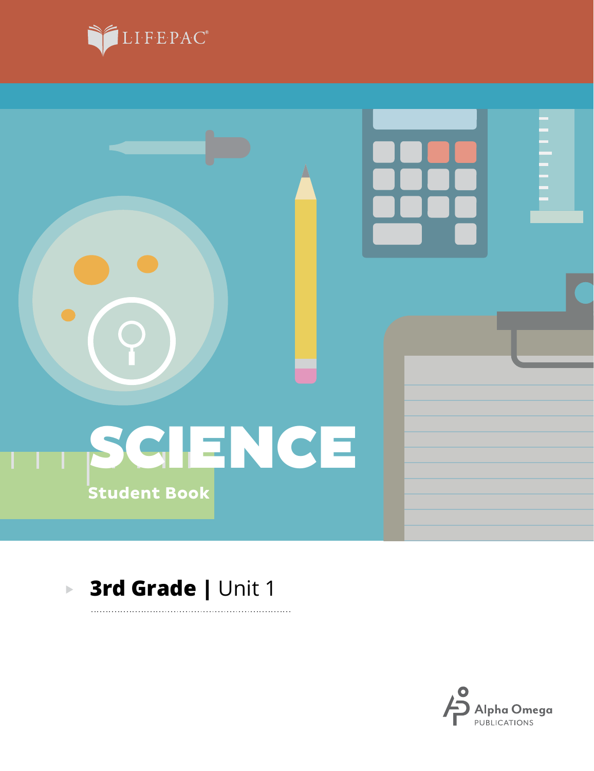LIFEPAC®

# SCIENCE

Student Book

**3rd Grade |** Unit 1

Alpha Omega
PUBLICATIONS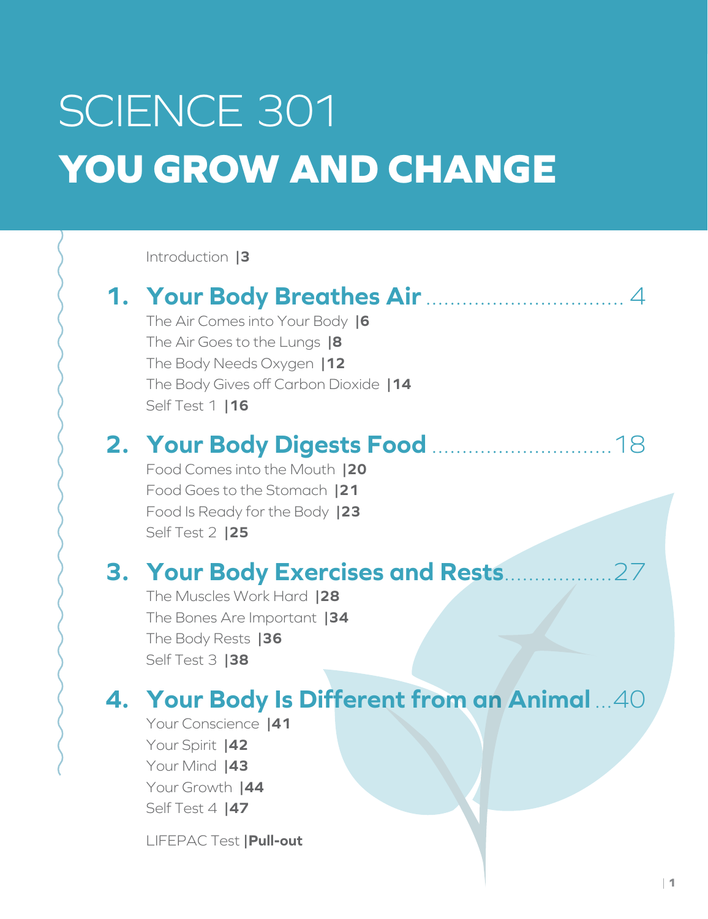# SCIENCE 301
# YOU GROW AND CHANGE

Introduction |3

## 1. Your Body Breathes Air ................................ 4

The Air Comes into Your Body |6
The Air Goes to the Lungs |8
The Body Needs Oxygen |12
The Body Gives off Carbon Dioxide |14
Self Test 1 |16

## 2. Your Body Digests Food .............................. 18

Food Comes into the Mouth |20
Food Goes to the Stomach |21
Food Is Ready for the Body |23
Self Test 2 |25

## 3. Your Body Exercises and Rests.................27

The Muscles Work Hard |28
The Bones Are Important |34
The Body Rests |36
Self Test 3 |38

## 4. Your Body Is Different from an Animal ...40

Your Conscience |41
Your Spirit |42
Your Mind |43
Your Growth |44
Self Test 4 |47

LIFEPAC Test |**Pull-out**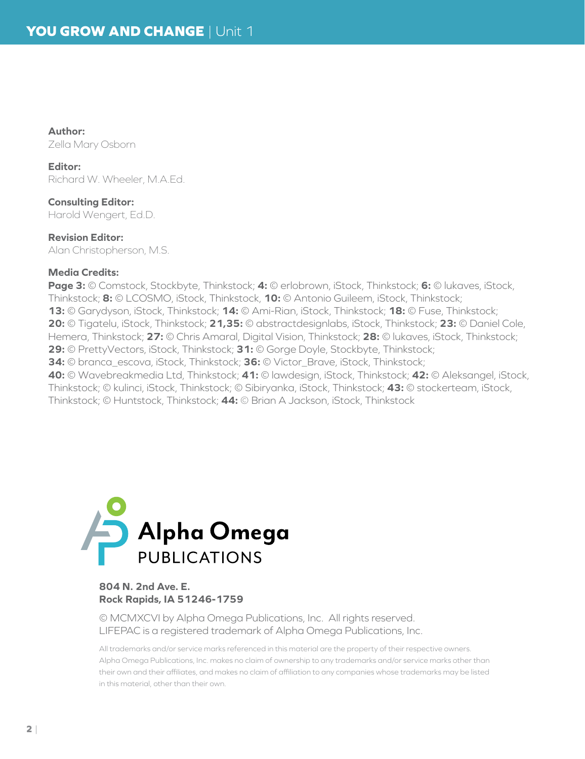**Author:**
Zella Mary Osborn

**Editor:**
Richard W. Wheeler, M.A.Ed.

**Consulting Editor:**
Harold Wengert, Ed.D.

**Revision Editor:**
Alan Christopherson, M.S.

**Media Credits:**
**Page 3:** © Comstock, Stockbyte, Thinkstock; **4:** © erlobrown, iStock, Thinkstock; **6:** © lukaves, iStock, Thinkstock; **8:** © LCOSMO, iStock, Thinkstock, **10:** © Antonio Guileem, iStock, Thinkstock; **13:** © Garydyson, iStock, Thinkstock; **14:** © Ami-Rian, iStock, Thinkstock; **18:** © Fuse, Thinkstock; **20:** © Tigatelu, iStock, Thinkstock; **21,35:** © abstractdesignlabs, iStock, Thinkstock; **23:** © Daniel Cole, Hemera, Thinkstock; **27:** © Chris Amaral, Digital Vision, Thinkstock; **28:** © lukaves, iStock, Thinkstock; **29:** © PrettyVectors, iStock, Thinkstock; **31:** © Gorge Doyle, Stockbyte, Thinkstock; **34:** © branca_escova, iStock, Thinkstock; **36:** © Victor_Brave, iStock, Thinkstock; **40:** © Wavebreakmedia Ltd, Thinkstock; **41:** © lawdesign, iStock, Thinkstock; **42:** © Aleksangel, iStock, Thinkstock; © kulinci, iStock, Thinkstock; © Sibiryanka, iStock, Thinkstock; **43:** © stockerteam, iStock, Thinkstock; © Huntstock, Thinkstock; **44:** © Brian A Jackson, iStock, Thinkstock

Alpha Omega PUBLICATIONS

**804 N. 2nd Ave. E.**
**Rock Rapids, IA 51246-1759**

© MCMXCVI by Alpha Omega Publications, Inc. All rights reserved.
LIFEPAC is a registered trademark of Alpha Omega Publications, Inc.

All trademarks and/or service marks referenced in this material are the property of their respective owners. Alpha Omega Publications, Inc. makes no claim of ownership to any trademarks and/or service marks other than their own and their affiliates, and makes no claim of affiliation to any companies whose trademarks may be listed in this material, other than their own.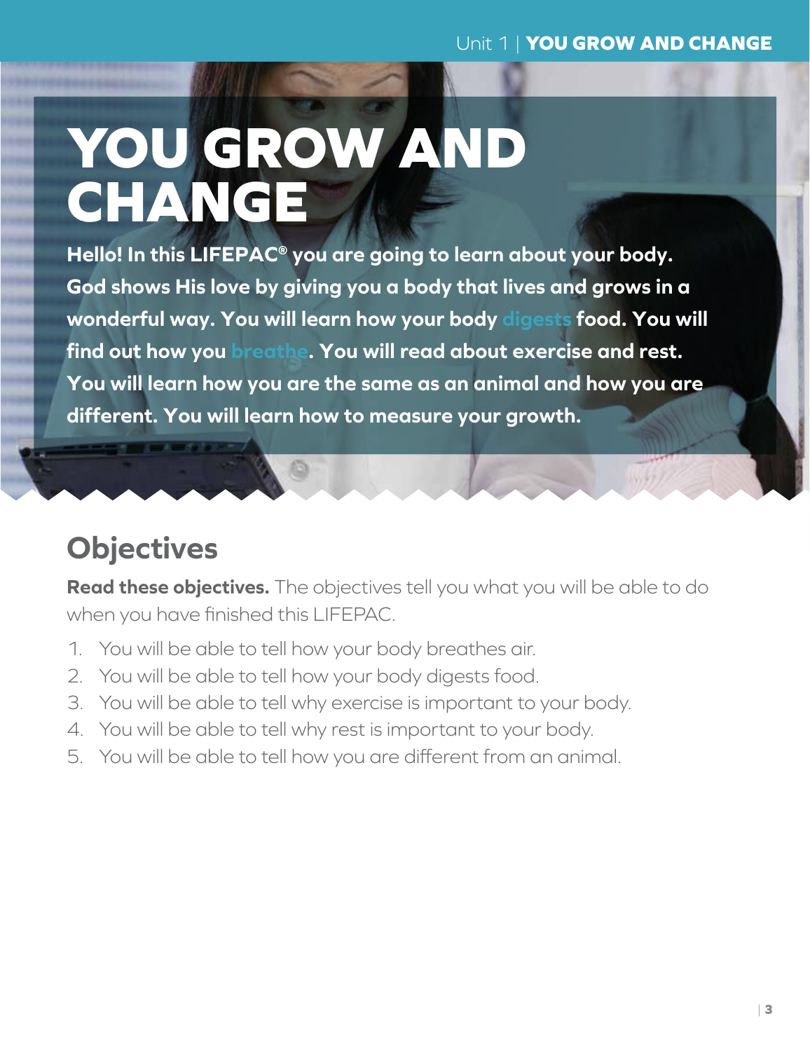# YOU GROW AND CHANGE

**Hello! In this LIFEPAC® you are going to learn about your body. God shows His love by giving you a body that lives and grows in a wonderful way. You will learn how your body digests food. You will find out how you breathe. You will read about exercise and rest. You will learn how you are the same as an animal and how you are different. You will learn how to measure your growth.**

## Objectives

**Read these objectives.** The objectives tell you what you will be able to do when you have finished this LIFEPAC.

1. You will be able to tell how your body breathes air.
2. You will be able to tell how your body digests food.
3. You will be able to tell why exercise is important to your body.
4. You will be able to tell why rest is important to your body.
5. You will be able to tell how you are different from an animal.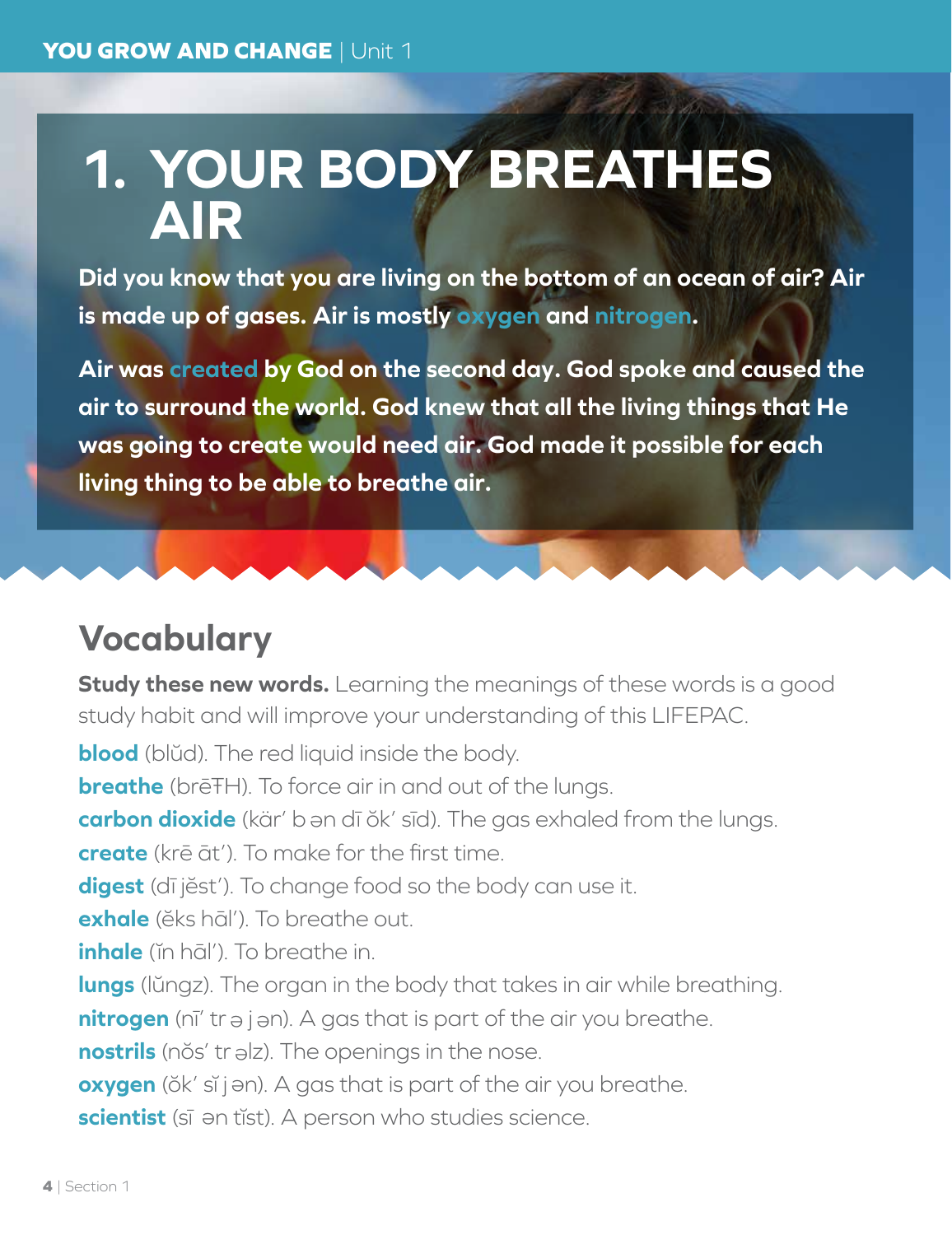# 1. YOUR BODY BREATHES AIR

**Did you know that you are living on the bottom of an ocean of air? Air is made up of gases. Air is mostly oxygen and nitrogen.**

**Air was created by God on the second day. God spoke and caused the air to surround the world. God knew that all the living things that He was going to create would need air. God made it possible for each living thing to be able to breathe air.**

## Vocabulary

**Study these new words.** Learning the meanings of these words is a good study habit and will improve your understanding of this LIFEPAC.

**blood** (blŭd). The red liquid inside the body.

**breathe** (brēTH). To force air in and out of the lungs.

**carbon dioxide** (kär′ b ən dī ŏk′ sīd). The gas exhaled from the lungs.

**create** (krē āt′). To make for the first time.

**digest** (dī jĕst′). To change food so the body can use it.

**exhale** (ĕks hāl′). To breathe out.

**inhale** (ĭn hāl′). To breathe in.

**lungs** (lŭngz). The organ in the body that takes in air while breathing.

**nitrogen** (nī′ tr ə j ən). A gas that is part of the air you breathe.

**nostrils** (nŏs′ tr əlz). The openings in the nose.

**oxygen** (ŏk′ sĭ j ən). A gas that is part of the air you breathe.

**scientist** (sī ən tĭst). A person who studies science.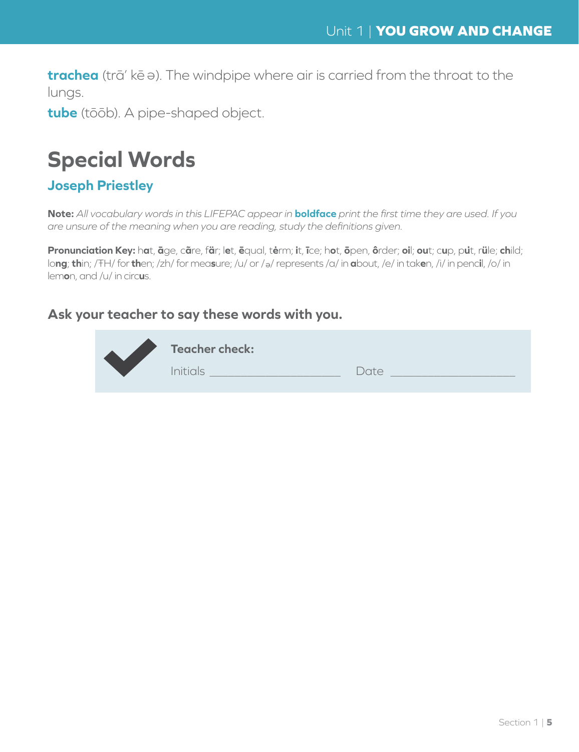**trachea** (trā' kē ə). The windpipe where air is carried from the throat to the lungs.

**tube** (tōōb). A pipe-shaped object.

## Special Words

### Joseph Priestley

**Note:** *All vocabulary words in this LIFEPAC appear in* **boldface** *print the first time they are used. If you are unsure of the meaning when you are reading, study the definitions given.*

**Pronunciation Key:** h**a**t, **ā**ge, c**ã**re, f**ä**r; l**e**t, **ē**qual, t**ė**rm; **i**t, **ī**ce; h**o**t, **ō**pen, **ô**rder; **oi**l; **ou**t; c**u**p, p**u**t, r**ü**le; **ch**ild; lo**ng**; **th**in; /ŦH/ for **th**en; /zh/ for mea**s**ure; /u/ or /ə/ represents /a/ in **a**bout, /e/ in tak**e**n, /i/ in penc**i**l, /o/ in lem**o**n, and /u/ in circ**u**s.

**Ask your teacher to say these words with you.**

**Teacher check:**

Initials ____________________ Date ____________________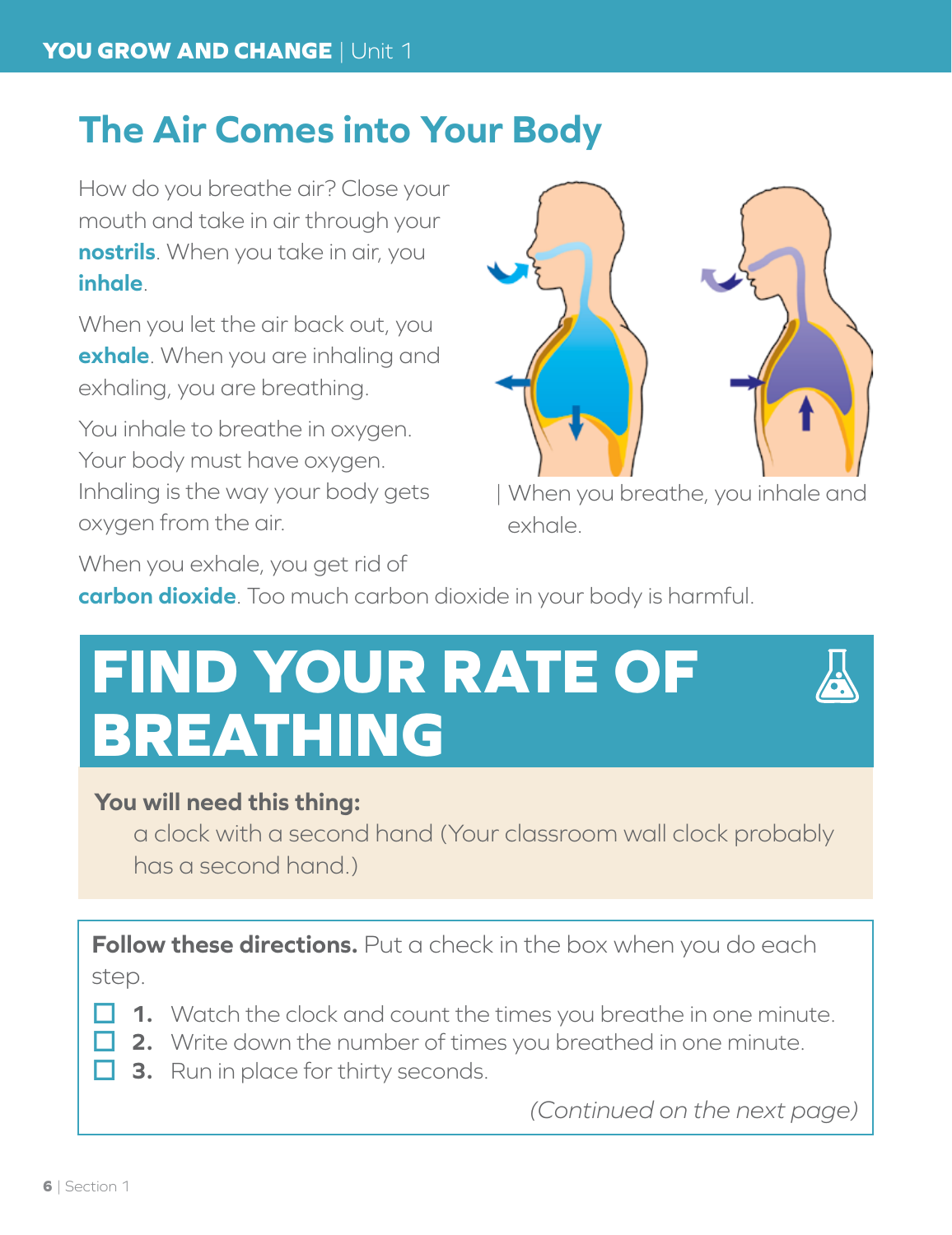# The Air Comes into Your Body

How do you breathe air? Close your mouth and take in air through your **nostrils**. When you take in air, you **inhale**.

When you let the air back out, you **exhale**. When you are inhaling and exhaling, you are breathing.

You inhale to breathe in oxygen. Your body must have oxygen. Inhaling is the way your body gets oxygen from the air.

When you exhale, you get rid of **carbon dioxide**. Too much carbon dioxide in your body is harmful.

When you breathe, you inhale and exhale.

# FIND YOUR RATE OF BREATHING

**You will need this thing:**

a clock with a second hand (Your classroom wall clock probably has a second hand.)

**Follow these directions.** Put a check in the box when you do each step.

- ☐ **1.** Watch the clock and count the times you breathe in one minute.
- ☐ **2.** Write down the number of times you breathed in one minute.
- ☐ **3.** Run in place for thirty seconds.

*(Continued on the next page)*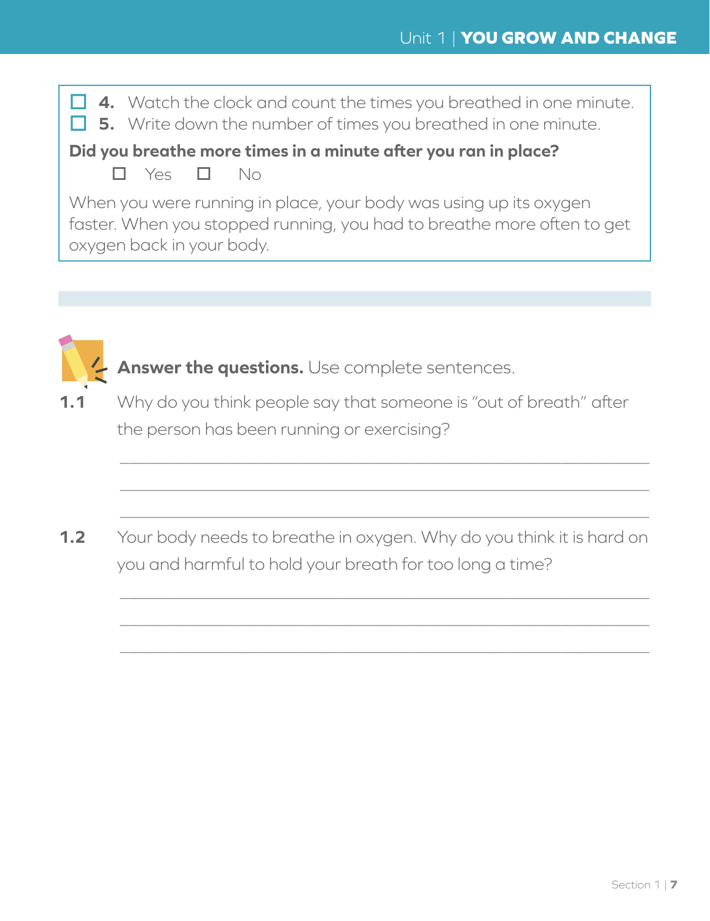- ☐ **4.** Watch the clock and count the times you breathed in one minute.
- ☐ **5.** Write down the number of times you breathed in one minute.

**Did you breathe more times in a minute after you ran in place?**

☐ Yes ☐ No

When you were running in place, your body was using up its oxygen faster. When you stopped running, you had to breathe more often to get oxygen back in your body.

**Answer the questions.** Use complete sentences.

**1.1** Why do you think people say that someone is "out of breath" after the person has been running or exercising?

______________________________________________________________

______________________________________________________________

______________________________________________________________

**1.2** Your body needs to breathe in oxygen. Why do you think it is hard on you and harmful to hold your breath for too long a time?

______________________________________________________________

______________________________________________________________

______________________________________________________________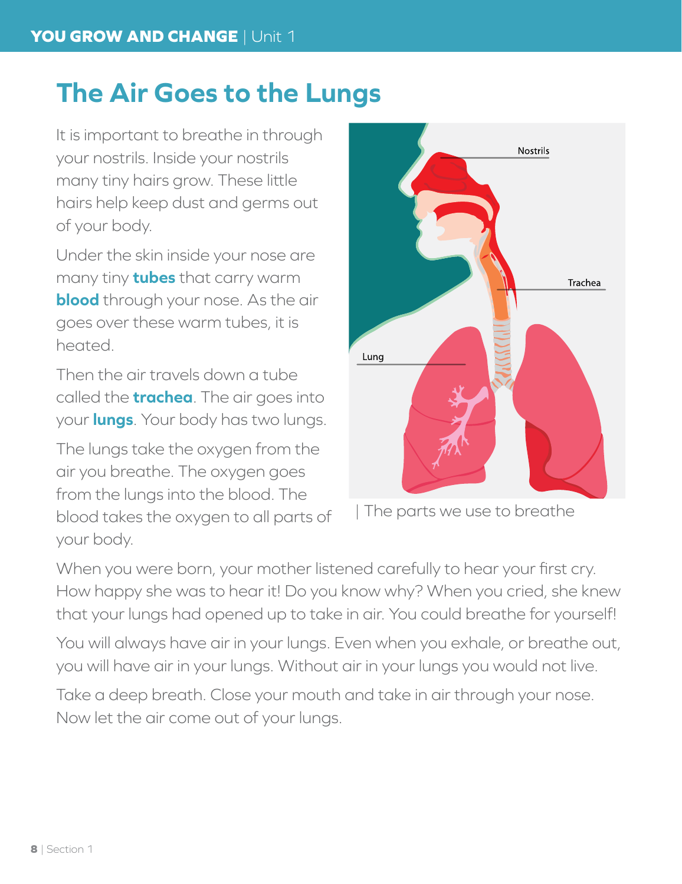# The Air Goes to the Lungs

It is important to breathe in through your nostrils. Inside your nostrils many tiny hairs grow. These little hairs help keep dust and germs out of your body.

Under the skin inside your nose are many tiny **tubes** that carry warm **blood** through your nose. As the air goes over these warm tubes, it is heated.

Then the air travels down a tube called the **trachea**. The air goes into your **lungs**. Your body has two lungs.

The lungs take the oxygen from the air you breathe. The oxygen goes from the lungs into the blood. The blood takes the oxygen to all parts of your body.

| The parts we use to breathe

When you were born, your mother listened carefully to hear your first cry. How happy she was to hear it! Do you know why? When you cried, she knew that your lungs had opened up to take in air. You could breathe for yourself!

You will always have air in your lungs. Even when you exhale, or breathe out, you will have air in your lungs. Without air in your lungs you would not live.

Take a deep breath. Close your mouth and take in air through your nose. Now let the air come out of your lungs.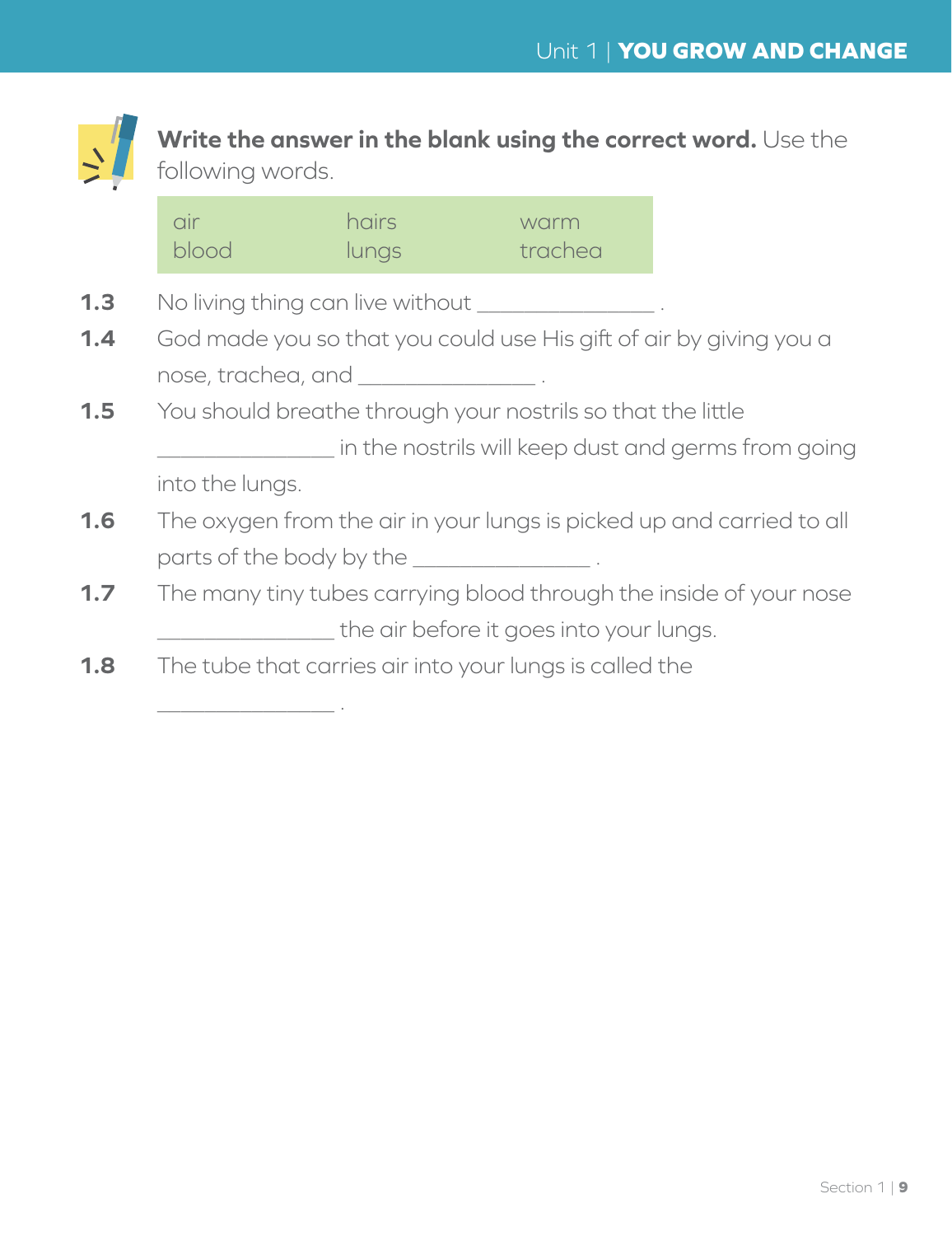**Write the answer in the blank using the correct word.** Use the following words.

| | | |
|---|---|---|
| air | hairs | warm |
| blood | lungs | trachea |

**1.3** No living thing can live without _______________ .

**1.4** God made you so that you could use His gift of air by giving you a nose, trachea, and _______________ .

**1.5** You should breathe through your nostrils so that the little _______________ in the nostrils will keep dust and germs from going into the lungs.

**1.6** The oxygen from the air in your lungs is picked up and carried to all parts of the body by the _______________ .

**1.7** The many tiny tubes carrying blood through the inside of your nose _______________ the air before it goes into your lungs.

**1.8** The tube that carries air into your lungs is called the _______________ .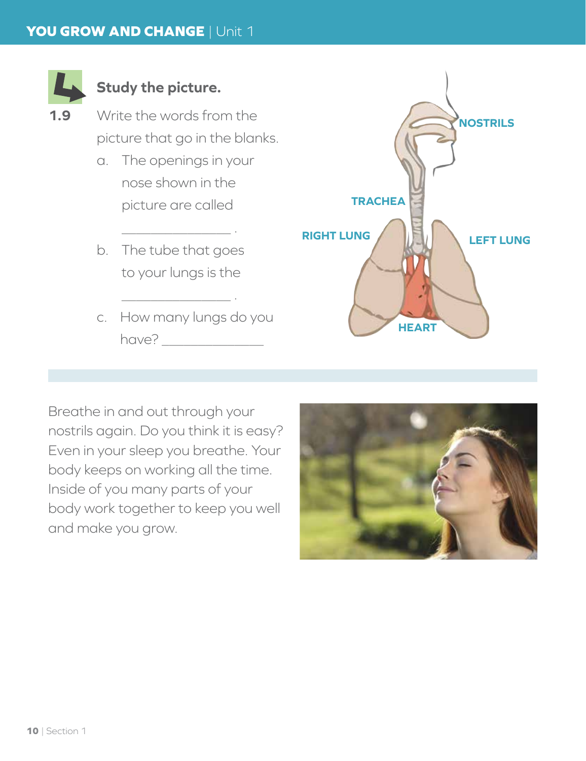**1.9** **Study the picture.**

Write the words from the picture that go in the blanks.

a. The openings in your nose shown in the picture are called ________________ .

b. The tube that goes to your lungs is the ________________ .

c. How many lungs do you have? ________________

NOSTRILS

TRACHEA

RIGHT LUNG

LEFT LUNG

HEART

Breathe in and out through your nostrils again. Do you think it is easy? Even in your sleep you breathe. Your body keeps on working all the time. Inside of you many parts of your body work together to keep you well and make you grow.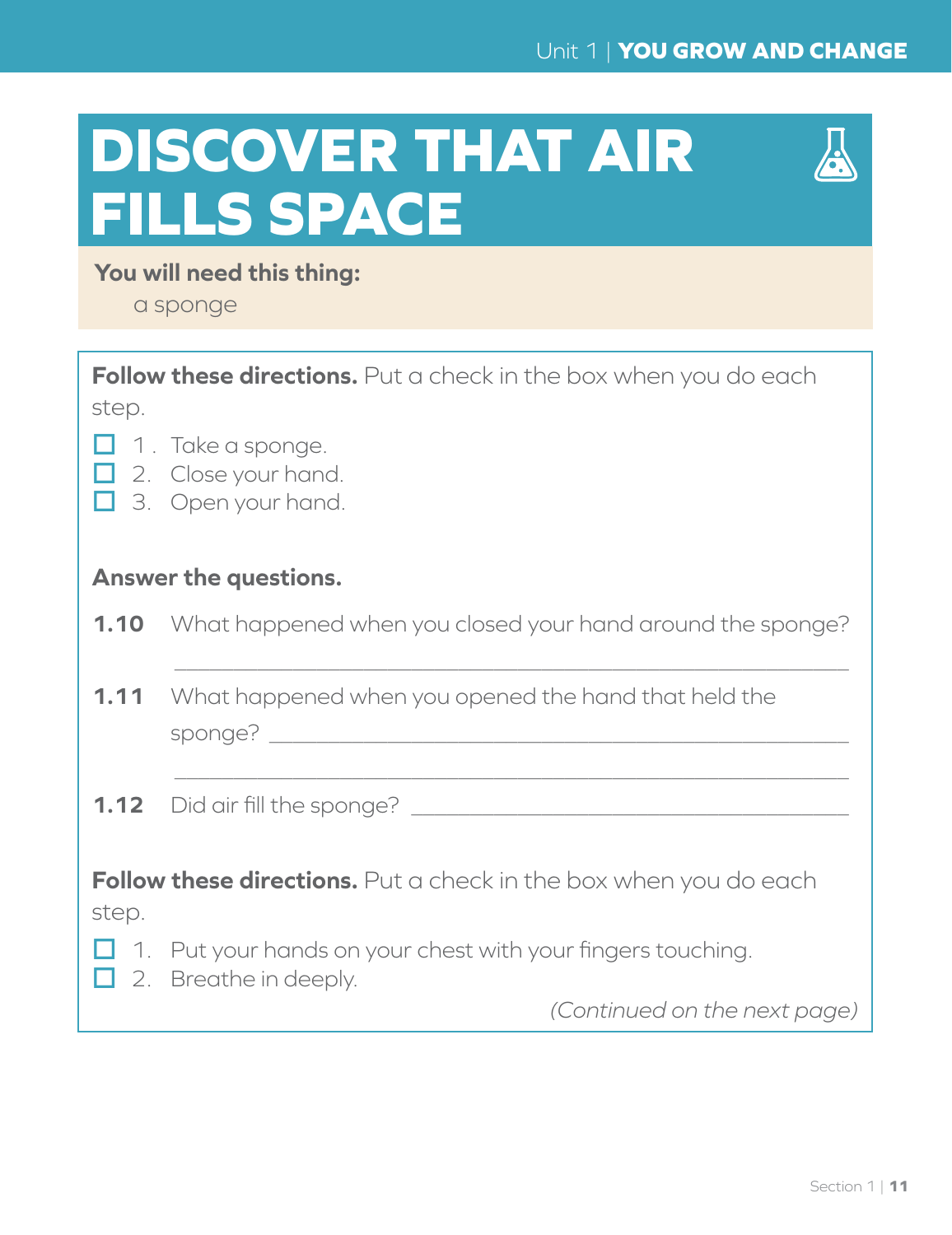# DISCOVER THAT AIR FILLS SPACE

**You will need this thing:**

a sponge

**Follow these directions.** Put a check in the box when you do each step.

- ☐ 1. Take a sponge.
- ☐ 2. Close your hand.
- ☐ 3. Open your hand.

**Answer the questions.**

**1.10** What happened when you closed your hand around the sponge?

______________________________________________________________

**1.11** What happened when you opened the hand that held the sponge? ______________________________________________

______________________________________________________________

**1.12** Did air fill the sponge? _______________________________________

**Follow these directions.** Put a check in the box when you do each step.

- ☐ 1. Put your hands on your chest with your fingers touching.
- ☐ 2. Breathe in deeply.

*(Continued on the next page)*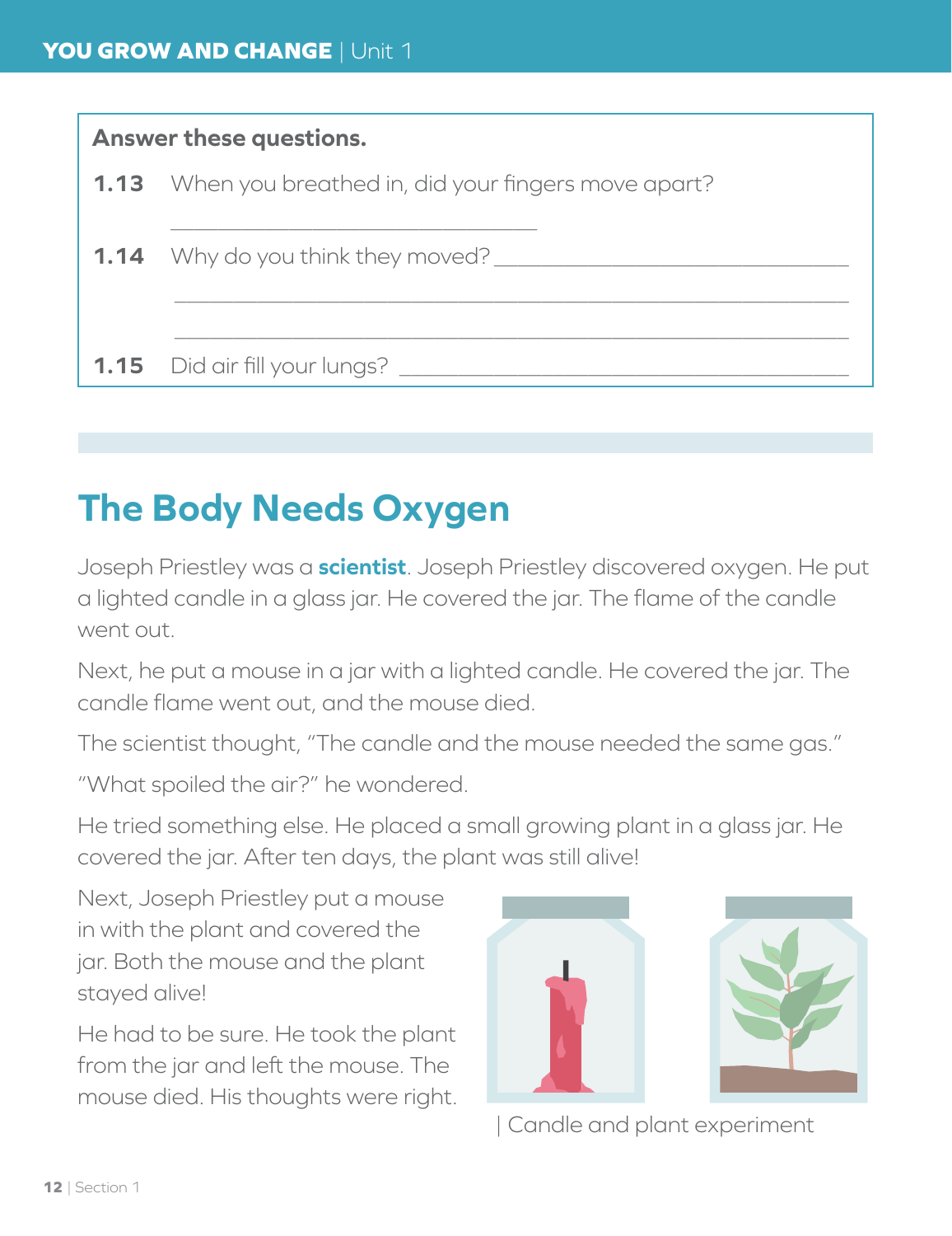**Answer these questions.**

**1.13** When you breathed in, did your fingers move apart?

________________________________

**1.14** Why do you think they moved? ________________________________

________________________________________________________________

________________________________________________________________

**1.15** Did air fill your lungs? ________________________________

## The Body Needs Oxygen

Joseph Priestley was a **scientist**. Joseph Priestley discovered oxygen. He put a lighted candle in a glass jar. He covered the jar. The flame of the candle went out.

Next, he put a mouse in a jar with a lighted candle. He covered the jar. The candle flame went out, and the mouse died.

The scientist thought, "The candle and the mouse needed the same gas."

"What spoiled the air?" he wondered.

He tried something else. He placed a small growing plant in a glass jar. He covered the jar. After ten days, the plant was still alive!

Next, Joseph Priestley put a mouse in with the plant and covered the jar. Both the mouse and the plant stayed alive!

He had to be sure. He took the plant from the jar and left the mouse. The mouse died. His thoughts were right.

| Candle and plant experiment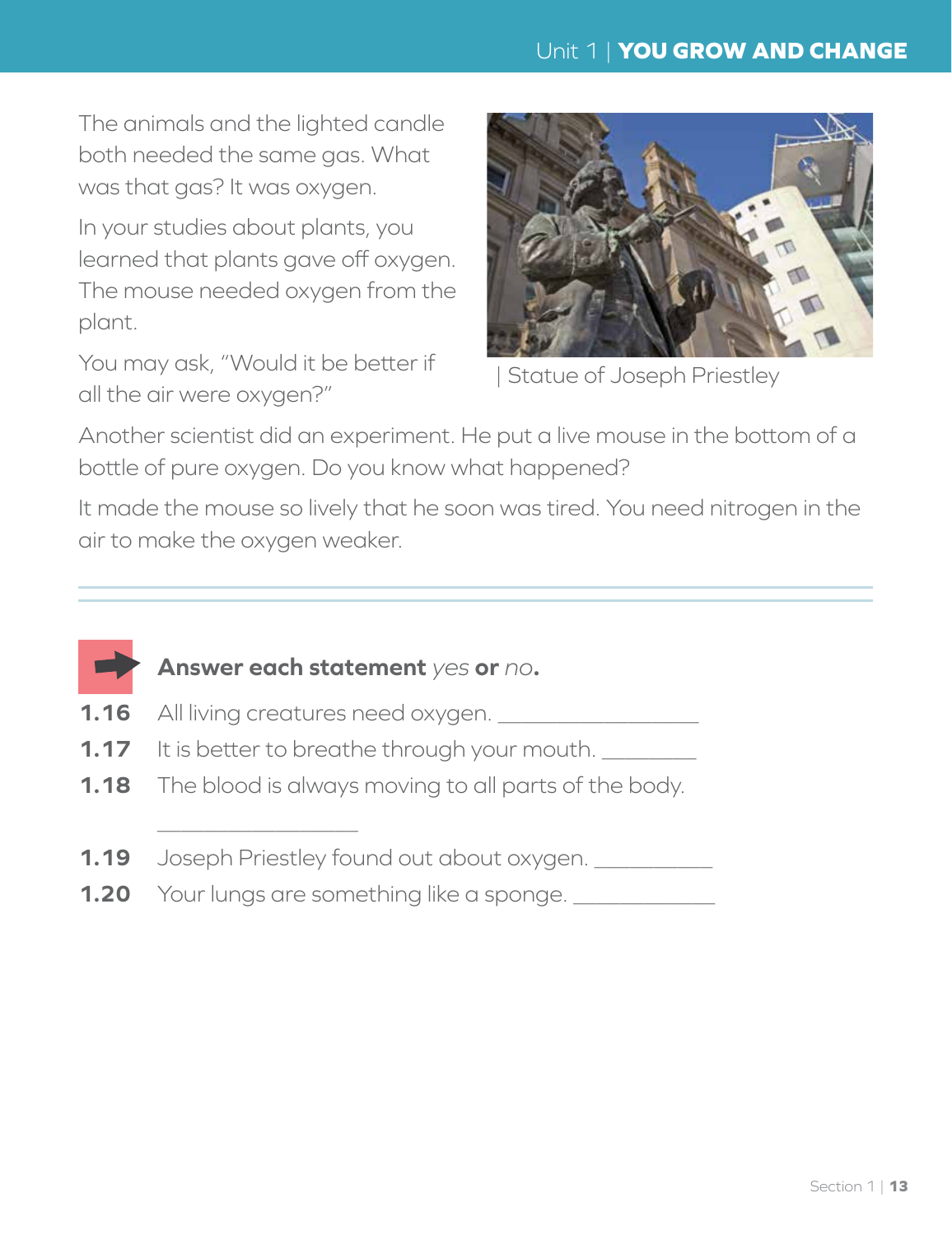The animals and the lighted candle both needed the same gas. What was that gas? It was oxygen.

In your studies about plants, you learned that plants gave off oxygen. The mouse needed oxygen from the plant.

You may ask, "Would it be better if all the air were oxygen?"

| Statue of Joseph Priestley

Another scientist did an experiment. He put a live mouse in the bottom of a bottle of pure oxygen. Do you know what happened?

It made the mouse so lively that he soon was tired. You need nitrogen in the air to make the oxygen weaker.

---

**Answer each statement** *yes* **or** *no***.**

**1.16** All living creatures need oxygen. ________________

**1.17** It is better to breathe through your mouth. ________

**1.18** The blood is always moving to all parts of the body.

________________

**1.19** Joseph Priestley found out about oxygen. __________

**1.20** Your lungs are something like a sponge. ___________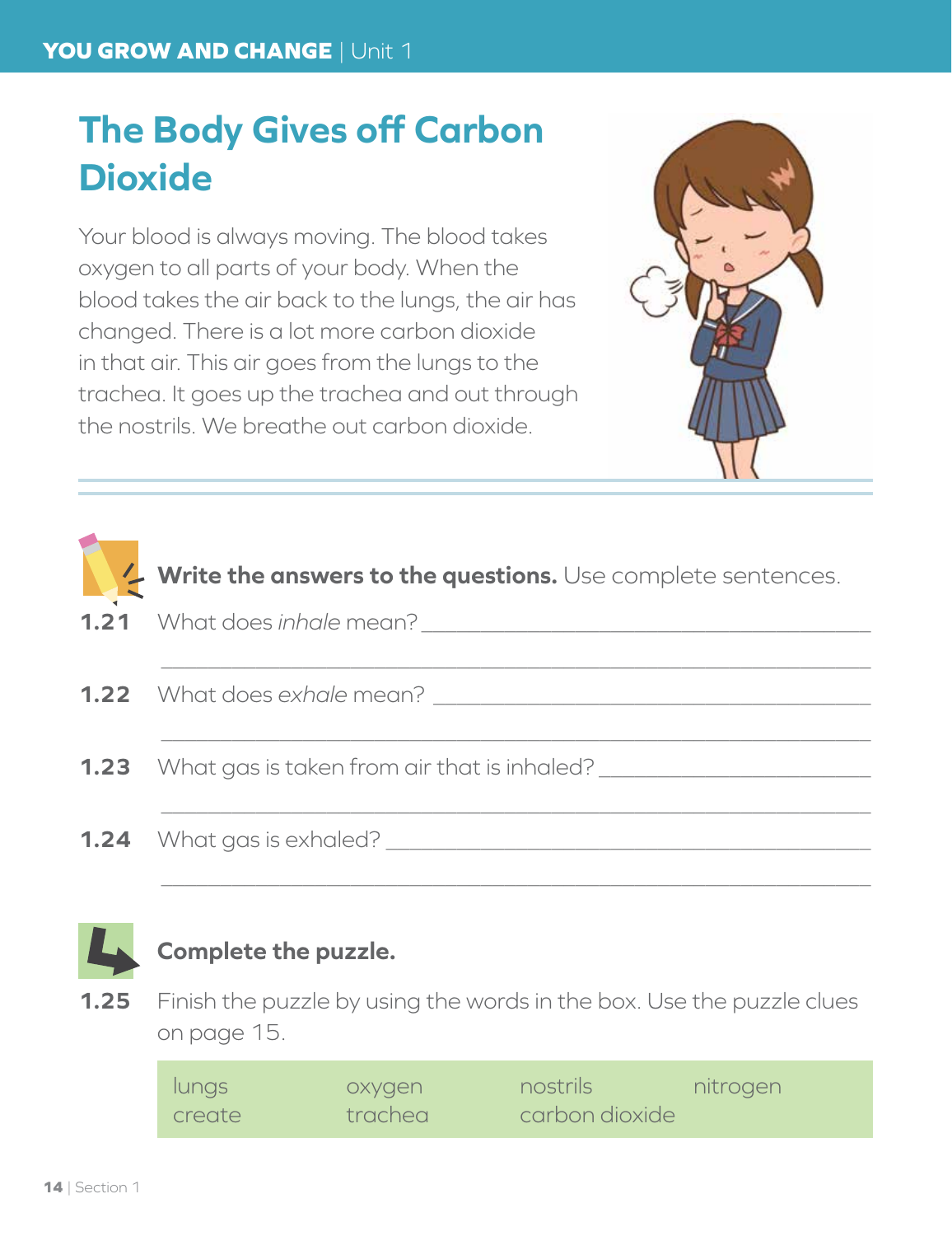# The Body Gives off Carbon Dioxide

Your blood is always moving. The blood takes oxygen to all parts of your body. When the blood takes the air back to the lungs, the air has changed. There is a lot more carbon dioxide in that air. This air goes from the lungs to the trachea. It goes up the trachea and out through the nostrils. We breathe out carbon dioxide.

**Write the answers to the questions.** Use complete sentences.

**1.21** What does *inhale* mean? ____________________________________________

____________________________________________________________

**1.22** What does *exhale* mean? ____________________________________________

____________________________________________________________

**1.23** What gas is taken from air that is inhaled? ____________________________

____________________________________________________________

**1.24** What gas is exhaled? ________________________________________________

____________________________________________________________

**Complete the puzzle.**

**1.25** Finish the puzzle by using the words in the box. Use the puzzle clues on page 15.

| | | | |
|---|---|---|---|
| lungs | oxygen | nostrils | nitrogen |
| create | trachea | carbon dioxide | |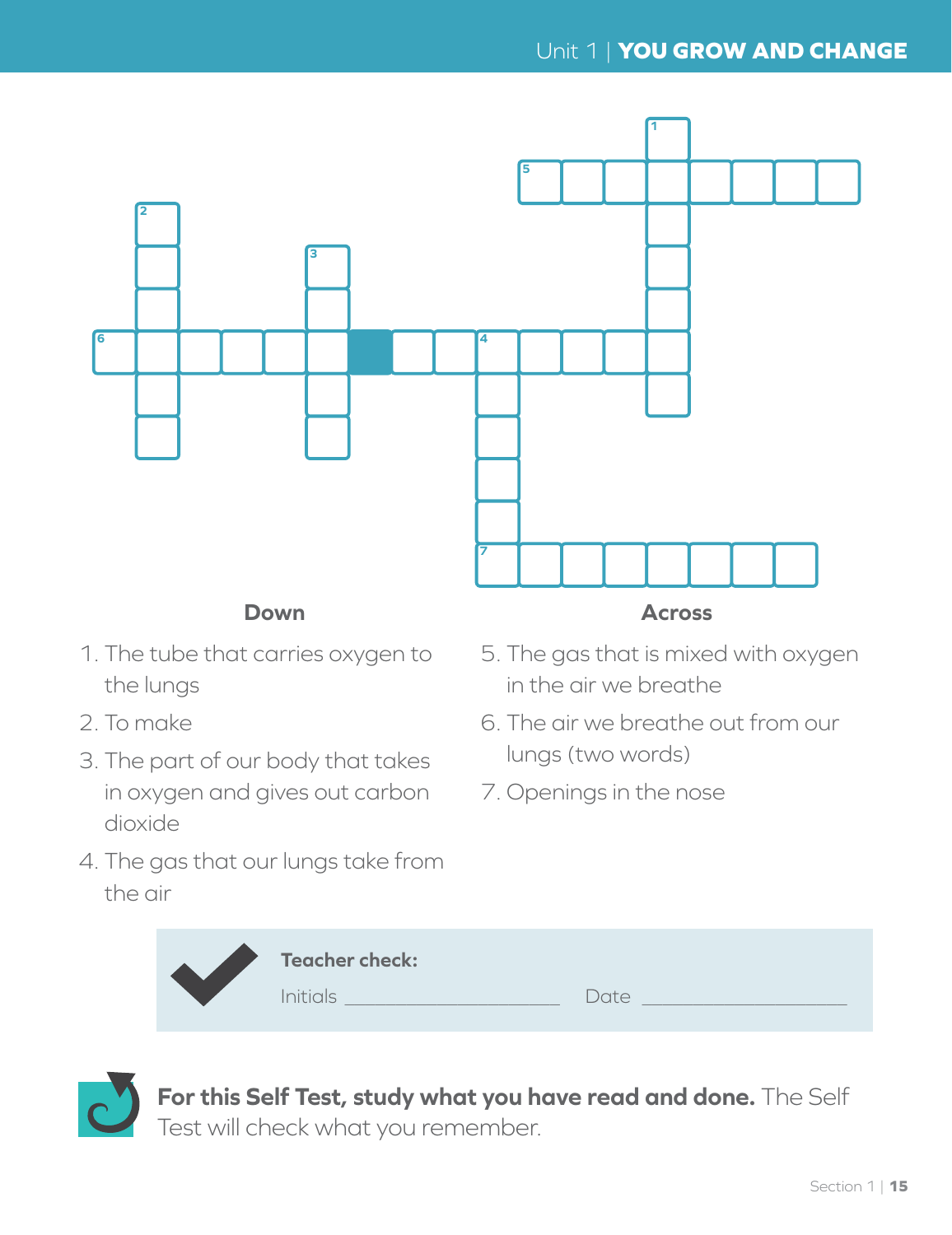## Down

1. The tube that carries oxygen to the lungs
2. To make
3. The part of our body that takes in oxygen and gives out carbon dioxide
4. The gas that our lungs take from the air

## Across

5. The gas that is mixed with oxygen in the air we breathe
6. The air we breathe out from our lungs (two words)
7. Openings in the nose

**Teacher check:**

Initials ______________________ Date ______________________

**For this Self Test, study what you have read and done.** The Self Test will check what you remember.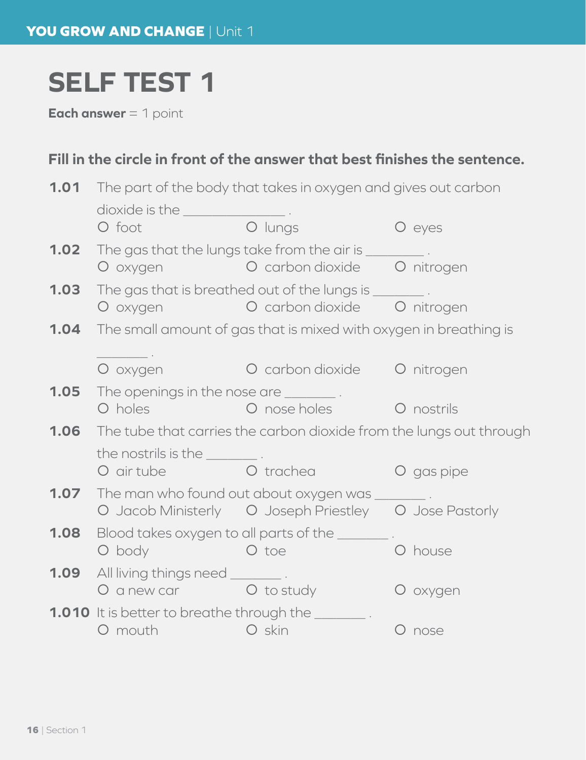# SELF TEST 1

**Each answer** = 1 point

**Fill in the circle in front of the answer that best finishes the sentence.**

**1.01** The part of the body that takes in oxygen and gives out carbon dioxide is the ______________ .

O foot O lungs O eyes

**1.02** The gas that the lungs take from the air is ________ .

O oxygen O carbon dioxide O nitrogen

**1.03** The gas that is breathed out of the lungs is _______ .

O oxygen O carbon dioxide O nitrogen

**1.04** The small amount of gas that is mixed with oxygen in breathing is _______ .

O oxygen O carbon dioxide O nitrogen

**1.05** The openings in the nose are _______ .

O holes O nose holes O nostrils

**1.06** The tube that carries the carbon dioxide from the lungs out through the nostrils is the _______ .

O air tube O trachea O gas pipe

**1.07** The man who found out about oxygen was _______ .

O Jacob Ministerly O Joseph Priestley O Jose Pastorly

**1.08** Blood takes oxygen to all parts of the _______ .

O body O toe O house

**1.09** All living things need _______ .

O a new car O to study O oxygen

**1.010** It is better to breathe through the _______ .

O mouth O skin O nose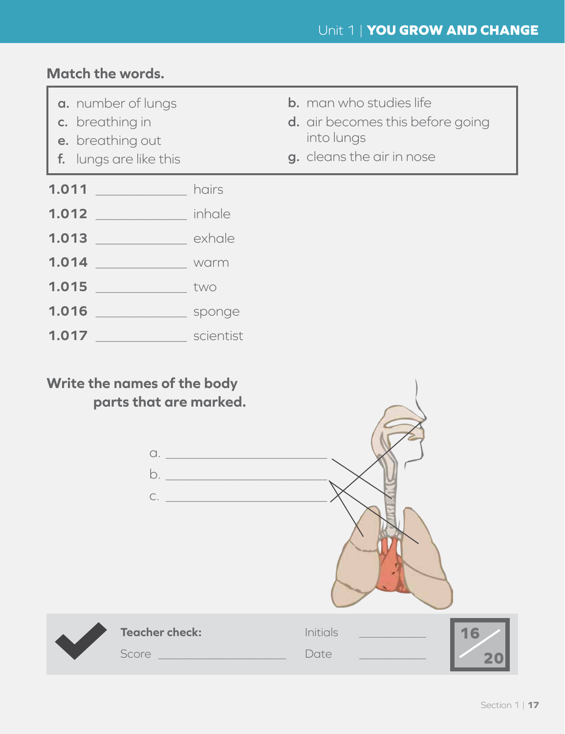**Match the words.**

| | |
|---|---|
| **a.** number of lungs | **b.** man who studies life |
| **c.** breathing in | **d.** air becomes this before going into lungs |
| **e.** breathing out | **g.** cleans the air in nose |
| **f.** lungs are like this | |

**1.011** ____________ hairs

**1.012** ____________ inhale

**1.013** ____________ exhale

**1.014** ____________ warm

**1.015** ____________ two

**1.016** ____________ sponge

**1.017** ____________ scientist

**Write the names of the body parts that are marked.**

a. ______________________

b. ______________________

c. ______________________

**Teacher check:** Initials ____________

Score ____________ Date ____________

16/20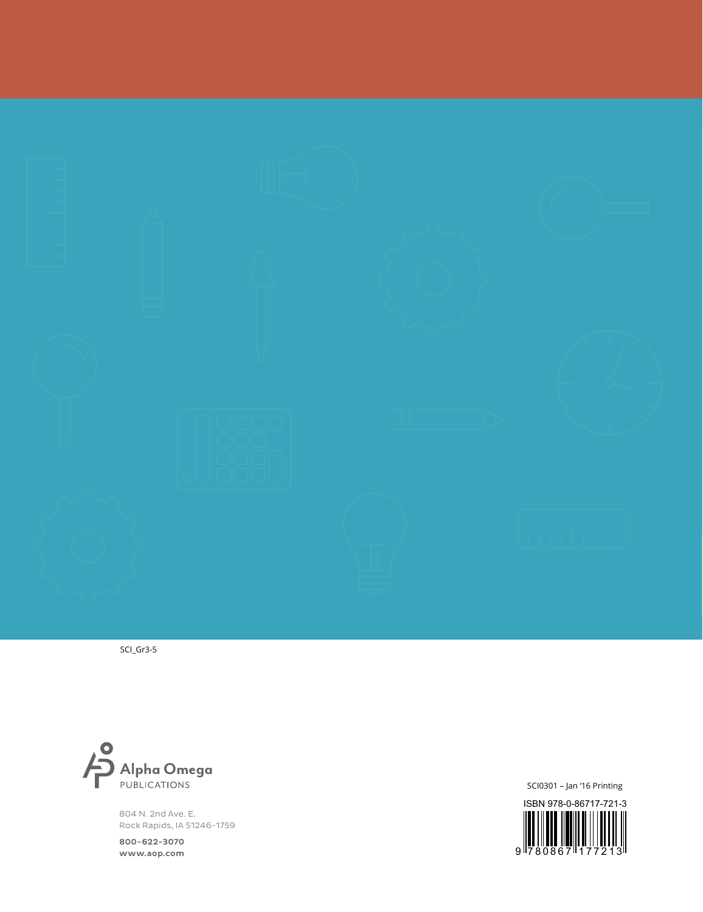SCI_Gr3-5

Alpha Omega
PUBLICATIONS

804 N. 2nd Ave. E.
Rock Rapids, IA 51246-1759

**800-622-3070**
**www.aop.com**

SCI0301 – Jan '16 Printing

ISBN 978-0-86717-721-3

9 780867 177213